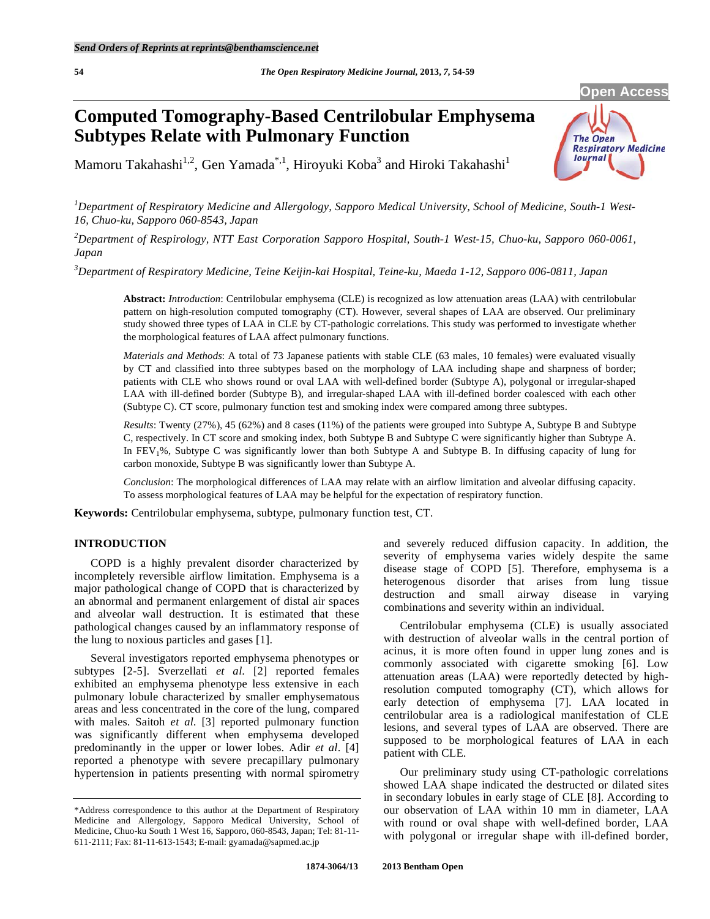# Computed Tomography-Based Centrilobular Emphysema Subtypes Relate with Pulmonary Function

Mamoru Takahashi[1,2], Gen Yamada[*,1], Hiroyuki Koba[3] and Hiroki Takahashi[1]

[1]*Department of Respiratory Medicine and Allergology, Sapporo Medical University, School of Medicine, South-1 West-16, Chuo-ku, Sapporo 060-8543, Japan*

[2]*Department of Respirology, NTT East Corporation Sapporo Hospital, South-1 West-15, Chuo-ku, Sapporo 060-0061, Japan*

[3]*Department of Respiratory Medicine, Teine Keijin-kai Hospital, Teine-ku, Maeda 1-12, Sapporo 006-0811, Japan*

**Abstract:** *Introduction*: Centrilobular emphysema (CLE) is recognized as low attenuation areas (LAA) with centrilobular pattern on high-resolution computed tomography (CT). However, several shapes of LAA are observed. Our preliminary study showed three types of LAA in CLE by CT-pathologic correlations. This study was performed to investigate whether the morphological features of LAA affect pulmonary functions.

*Materials and Methods*: A total of 73 Japanese patients with stable CLE (63 males, 10 females) were evaluated visually by CT and classified into three subtypes based on the morphology of LAA including shape and sharpness of border; patients with CLE who shows round or oval LAA with well-defined border (Subtype A), polygonal or irregular-shaped LAA with ill-defined border (Subtype B), and irregular-shaped LAA with ill-defined border coalesced with each other (Subtype C). CT score, pulmonary function test and smoking index were compared among three subtypes.

*Results*: Twenty (27%), 45 (62%) and 8 cases (11%) of the patients were grouped into Subtype A, Subtype B and Subtype C, respectively. In CT score and smoking index, both Subtype B and Subtype C were significantly higher than Subtype A. In $FEV_1$%, Subtype C was significantly lower than both Subtype A and Subtype B. In diffusing capacity of lung for carbon monoxide, Subtype B was significantly lower than Subtype A.

*Conclusion*: The morphological differences of LAA may relate with an airflow limitation and alveolar diffusing capacity. To assess morphological features of LAA may be helpful for the expectation of respiratory function.

**Keywords:** Centrilobular emphysema, subtype, pulmonary function test, CT.

## INTRODUCTION

COPD is a highly prevalent disorder characterized by incompletely reversible airflow limitation. Emphysema is a major pathological change of COPD that is characterized by an abnormal and permanent enlargement of distal air spaces and alveolar wall destruction. It is estimated that these pathological changes caused by an inflammatory response of the lung to noxious particles and gases [1].

Several investigators reported emphysema phenotypes or subtypes [2-5]. Sverzellati *et al.* [2] reported females exhibited an emphysema phenotype less extensive in each pulmonary lobule characterized by smaller emphysematous areas and less concentrated in the core of the lung, compared with males. Saitoh *et al.* [3] reported pulmonary function was significantly different when emphysema developed predominantly in the upper or lower lobes. Adir *et al*. [4] reported a phenotype with severe precapillary pulmonary hypertension in patients presenting with normal spirometry and severely reduced diffusion capacity. In addition, the severity of emphysema varies widely despite the same disease stage of COPD [5]. Therefore, emphysema is a heterogenous disorder that arises from lung tissue destruction and small airway disease in varying combinations and severity within an individual.

Centrilobular emphysema (CLE) is usually associated with destruction of alveolar walls in the central portion of acinus, it is more often found in upper lung zones and is commonly associated with cigarette smoking [6]. Low attenuation areas (LAA) were reportedly detected by high-resolution computed tomography (CT), which allows for early detection of emphysema [7]. LAA located in centrilobular area is a radiological manifestation of CLE lesions, and several types of LAA are observed. There are supposed to be morphological features of LAA in each patient with CLE.

Our preliminary study using CT-pathologic correlations showed LAA shape indicated the destructed or dilated sites in secondary lobules in early stage of CLE [8]. According to our observation of LAA within 10 mm in diameter, LAA with round or oval shape with well-defined border, LAA with polygonal or irregular shape with ill-defined border,

*Address correspondence to this author at the Department of Respiratory Medicine and Allergology, Sapporo Medical University, School of Medicine, Chuo-ku South 1 West 16, Sapporo, 060-8543, Japan; Tel: 81-11-611-2111; Fax: 81-11-613-1543; E-mail: gyamada@sapmed.ac.jp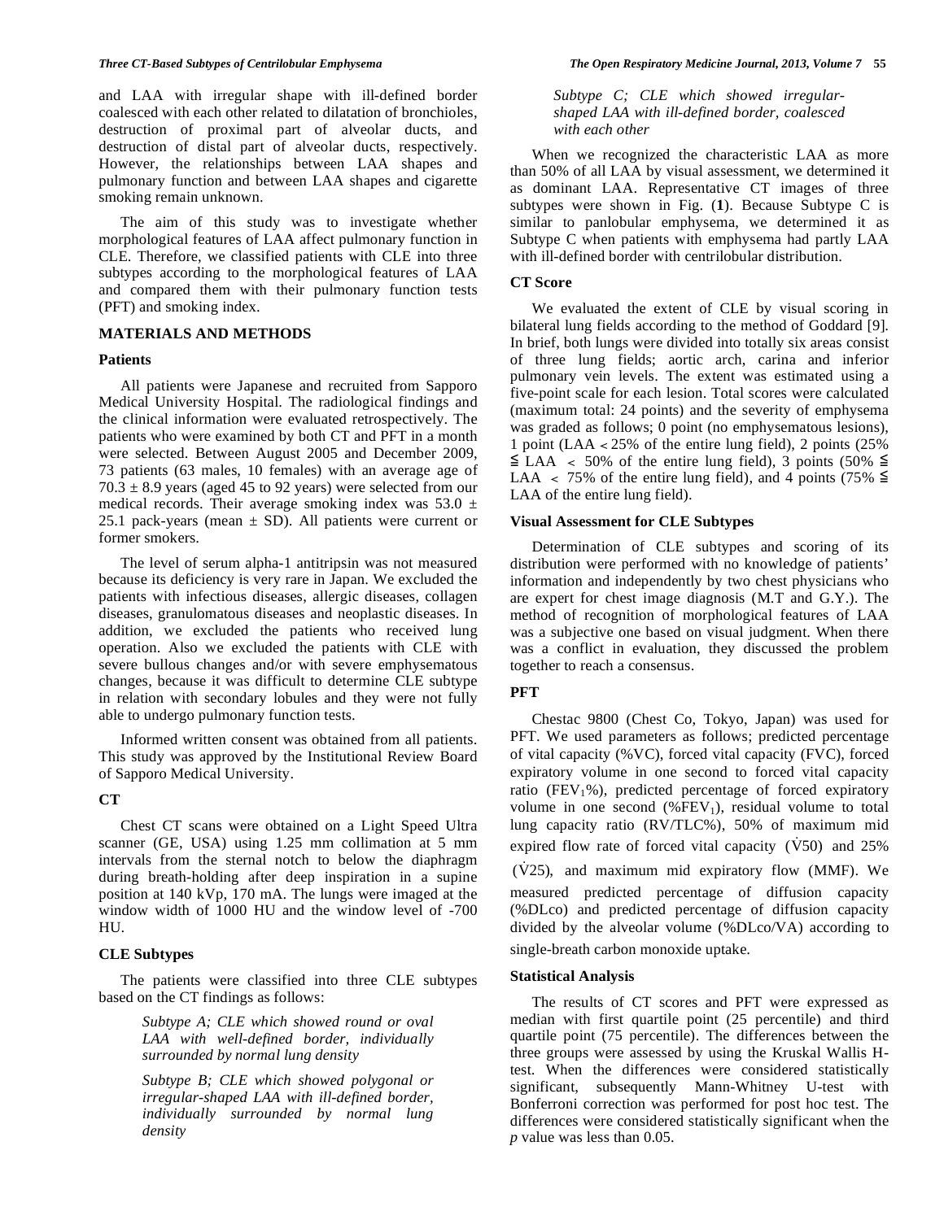and LAA with irregular shape with ill-defined border coalesced with each other related to dilatation of bronchioles, destruction of proximal part of alveolar ducts, and destruction of distal part of alveolar ducts, respectively. However, the relationships between LAA shapes and pulmonary function and between LAA shapes and cigarette smoking remain unknown.

The aim of this study was to investigate whether morphological features of LAA affect pulmonary function in CLE. Therefore, we classified patients with CLE into three subtypes according to the morphological features of LAA and compared them with their pulmonary function tests (PFT) and smoking index.

## MATERIALS AND METHODS

### Patients

All patients were Japanese and recruited from Sapporo Medical University Hospital. The radiological findings and the clinical information were evaluated retrospectively. The patients who were examined by both CT and PFT in a month were selected. Between August 2005 and December 2009, 73 patients (63 males, 10 females) with an average age of $70.3 \pm 8.9$ years (aged 45 to 92 years) were selected from our medical records. Their average smoking index was $53.0 \pm 25.1$ pack-years (mean $\pm$ SD). All patients were current or former smokers.

The level of serum alpha-1 antitripsin was not measured because its deficiency is very rare in Japan. We excluded the patients with infectious diseases, allergic diseases, collagen diseases, granulomatous diseases and neoplastic diseases. In addition, we excluded the patients who received lung operation. Also we excluded the patients with CLE with severe bullous changes and/or with severe emphysematous changes, because it was difficult to determine CLE subtype in relation with secondary lobules and they were not fully able to undergo pulmonary function tests.

Informed written consent was obtained from all patients. This study was approved by the Institutional Review Board of Sapporo Medical University.

### CT

Chest CT scans were obtained on a Light Speed Ultra scanner (GE, USA) using 1.25 mm collimation at 5 mm intervals from the sternal notch to below the diaphragm during breath-holding after deep inspiration in a supine position at 140 kVp, 170 mA. The lungs were imaged at the window width of 1000 HU and the window level of -700 HU.

### CLE Subtypes

The patients were classified into three CLE subtypes based on the CT findings as follows:

*Subtype A; CLE which showed round or oval LAA with well-defined border, individually surrounded by normal lung density*

*Subtype B; CLE which showed polygonal or irregular-shaped LAA with ill-defined border, individually surrounded by normal lung density*

*Subtype C; CLE which showed irregular-shaped LAA with ill-defined border, coalesced with each other*

When we recognized the characteristic LAA as more than 50% of all LAA by visual assessment, we determined it as dominant LAA. Representative CT images of three subtypes were shown in Fig. (**1**). Because Subtype C is similar to panlobular emphysema, we determined it as Subtype C when patients with emphysema had partly LAA with ill-defined border with centrilobular distribution.

### CT Score

We evaluated the extent of CLE by visual scoring in bilateral lung fields according to the method of Goddard [9]. In brief, both lungs were divided into totally six areas consist of three lung fields; aortic arch, carina and inferior pulmonary vein levels. The extent was estimated using a five-point scale for each lesion. Total scores were calculated (maximum total: 24 points) and the severity of emphysema was graded as follows; 0 point (no emphysematous lesions), 1 point (LAA $<$ 25% of the entire lung field), 2 points (25% $\leqq$ LAA $<$ 50% of the entire lung field), 3 points (50% $\leqq$ LAA $<$ 75% of the entire lung field), and 4 points (75% $\leqq$ LAA of the entire lung field).

### Visual Assessment for CLE Subtypes

Determination of CLE subtypes and scoring of its distribution were performed with no knowledge of patients' information and independently by two chest physicians who are expert for chest image diagnosis (M.T and G.Y.). The method of recognition of morphological features of LAA was a subjective one based on visual judgment. When there was a conflict in evaluation, they discussed the problem together to reach a consensus.

### PFT

Chestac 9800 (Chest Co, Tokyo, Japan) was used for PFT. We used parameters as follows; predicted percentage of vital capacity (%VC), forced vital capacity (FVC), forced expiratory volume in one second to forced vital capacity ratio ($FEV_1$%), predicted percentage of forced expiratory volume in one second (%$FEV_1$), residual volume to total lung capacity ratio (RV/TLC%), 50% of maximum mid expired flow rate of forced vital capacity ($\dot{V}50$) and 25% ($\dot{V}25$), and maximum mid expiratory flow (MMF). We measured predicted percentage of diffusion capacity (%DLco) and predicted percentage of diffusion capacity divided by the alveolar volume (%DLco/VA) according to single-breath carbon monoxide uptake.

### Statistical Analysis

The results of CT scores and PFT were expressed as median with first quartile point (25 percentile) and third quartile point (75 percentile). The differences between the three groups were assessed by using the Kruskal Wallis H-test. When the differences were considered statistically significant, subsequently Mann-Whitney U-test with Bonferroni correction was performed for post hoc test. The differences were considered statistically significant when the *p* value was less than 0.05.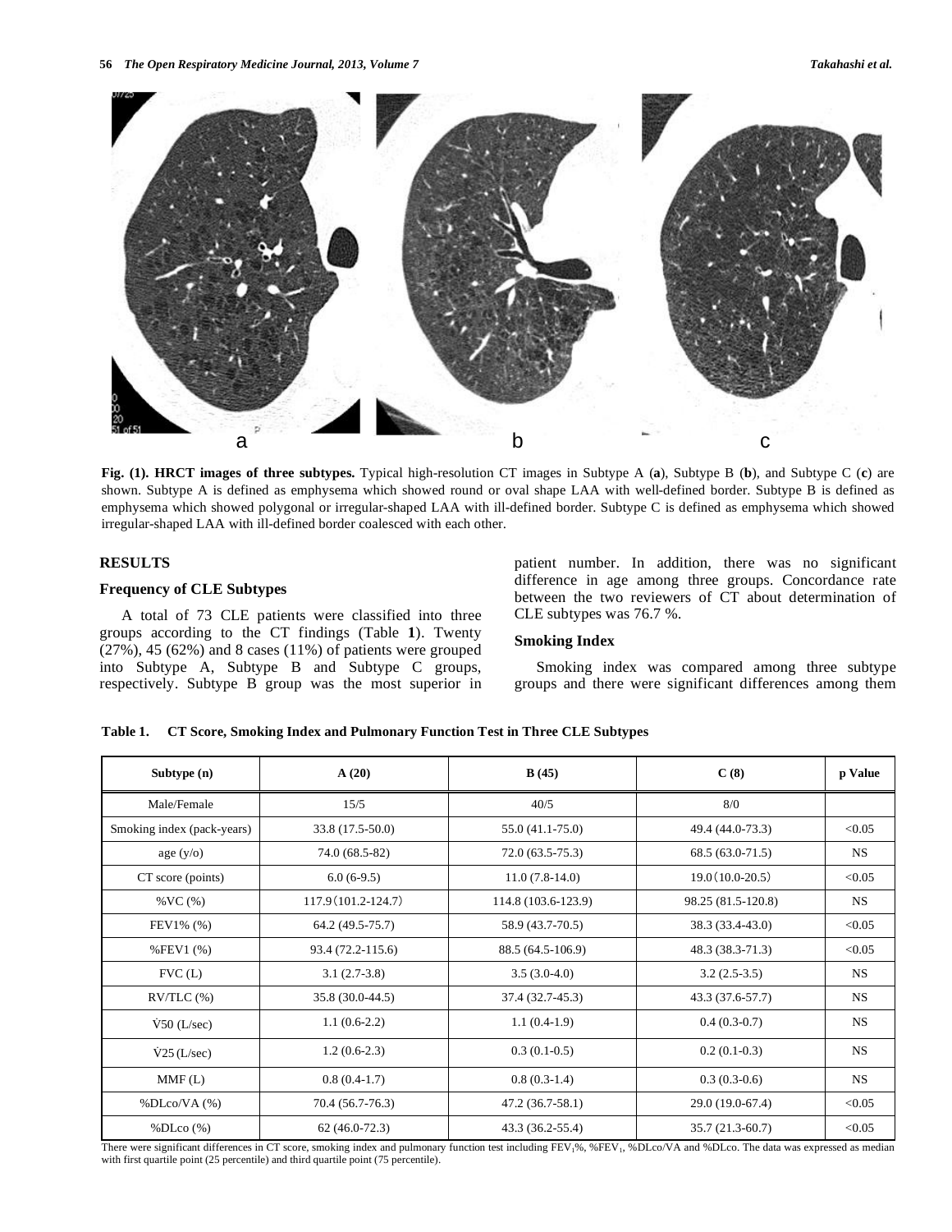**Fig. (1). HRCT images of three subtypes.** Typical high-resolution CT images in Subtype A (**a**), Subtype B (**b**), and Subtype C (**c**) are shown. Subtype A is defined as emphysema which showed round or oval shape LAA with well-defined border. Subtype B is defined as emphysema which showed polygonal or irregular-shaped LAA with ill-defined border. Subtype C is defined as emphysema which showed irregular-shaped LAA with ill-defined border coalesced with each other.

## RESULTS

### Frequency of CLE Subtypes

A total of 73 CLE patients were classified into three groups according to the CT findings (Table **1**). Twenty (27%), 45 (62%) and 8 cases (11%) of patients were grouped into Subtype A, Subtype B and Subtype C groups, respectively. Subtype B group was the most superior in patient number. In addition, there was no significant difference in age among three groups. Concordance rate between the two reviewers of CT about determination of CLE subtypes was 76.7 %.

### Smoking Index

Smoking index was compared among three subtype groups and there were significant differences among them

**Table 1. CT Score, Smoking Index and Pulmonary Function Test in Three CLE Subtypes**

| Subtype (n) | A (20) | B (45) | C (8) | p Value |
|---|---|---|---|---|
| Male/Female | 15/5 | 40/5 | 8/0 | |
| Smoking index (pack-years) | 33.8 (17.5-50.0) | 55.0 (41.1-75.0) | 49.4 (44.0-73.3) | <0.05 |
| age (y/o) | 74.0 (68.5-82) | 72.0 (63.5-75.3) | 68.5 (63.0-71.5) | NS |
| CT score (points) | 6.0 (6-9.5) | 11.0 (7.8-14.0) | 19.0 (10.0-20.5) | <0.05 |
| %VC (%) | 117.9 (101.2-124.7) | 114.8 (103.6-123.9) | 98.25 (81.5-120.8) | NS |
| FEV1% (%) | 64.2 (49.5-75.7) | 58.9 (43.7-70.5) | 38.3 (33.4-43.0) | <0.05 |
| %FEV1 (%) | 93.4 (72.2-115.6) | 88.5 (64.5-106.9) | 48.3 (38.3-71.3) | <0.05 |
| FVC (L) | 3.1 (2.7-3.8) | 3.5 (3.0-4.0) | 3.2 (2.5-3.5) | NS |
| RV/TLC (%) | 35.8 (30.0-44.5) | 37.4 (32.7-45.3) | 43.3 (37.6-57.7) | NS |
| $\dot{V}50$ (L/sec) | 1.1 (0.6-2.2) | 1.1 (0.4-1.9) | 0.4 (0.3-0.7) | NS |
| $\dot{V}25$ (L/sec) | 1.2 (0.6-2.3) | 0.3 (0.1-0.5) | 0.2 (0.1-0.3) | NS |
| MMF (L) | 0.8 (0.4-1.7) | 0.8 (0.3-1.4) | 0.3 (0.3-0.6) | NS |
| %DLco/VA (%) | 70.4 (56.7-76.3) | 47.2 (36.7-58.1) | 29.0 (19.0-67.4) | <0.05 |
| %DLco (%) | 62 (46.0-72.3) | 43.3 (36.2-55.4) | 35.7 (21.3-60.7) | <0.05 |

There were significant differences in CT score, smoking index and pulmonary function test including $FEV_1$%, %$FEV_1$, %DLco/VA and %DLco. The data was expressed as median with first quartile point (25 percentile) and third quartile point (75 percentile).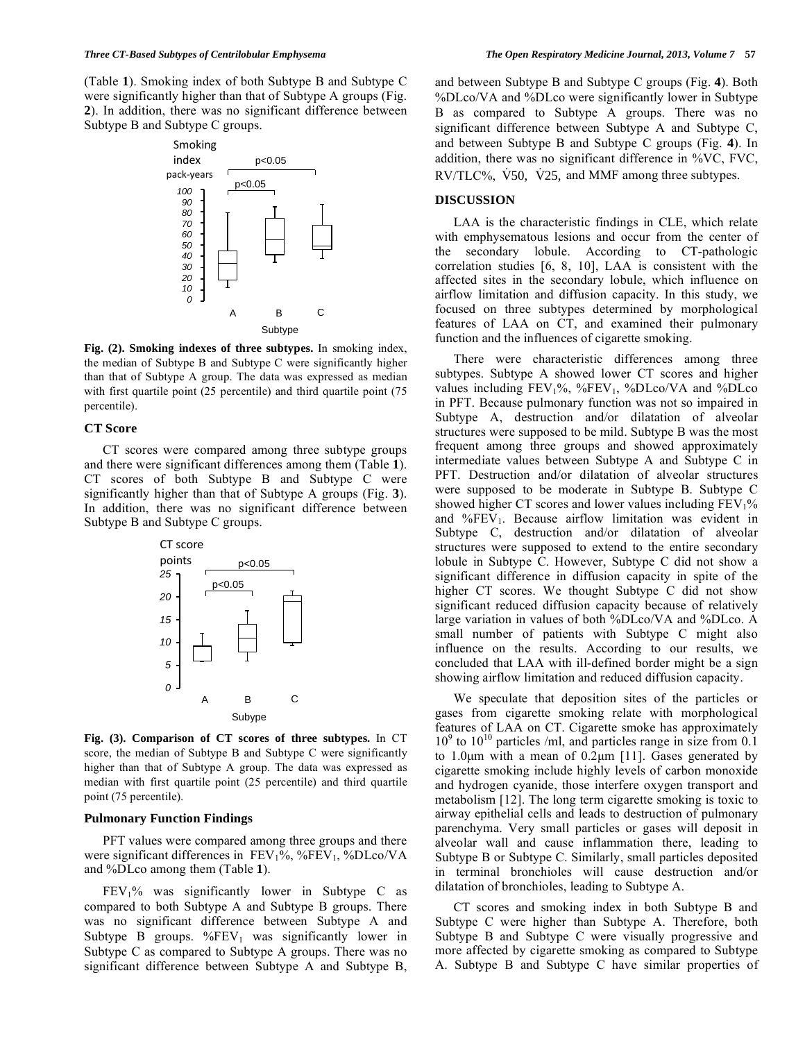(Table **1**). Smoking index of both Subtype B and Subtype C were significantly higher than that of Subtype A groups (Fig. **2**). In addition, there was no significant difference between Subtype B and Subtype C groups.

**Fig. (2). Smoking indexes of three subtypes.** In smoking index, the median of Subtype B and Subtype C were significantly higher than that of Subtype A group. The data was expressed as median with first quartile point (25 percentile) and third quartile point (75 percentile).

### CT Score

CT scores were compared among three subtype groups and there were significant differences among them (Table **1**). CT scores of both Subtype B and Subtype C were significantly higher than that of Subtype A groups (Fig. **3**). In addition, there was no significant difference between Subtype B and Subtype C groups.

**Fig. (3). Comparison of CT scores of three subtypes.** In CT score, the median of Subtype B and Subtype C were significantly higher than that of Subtype A group. The data was expressed as median with first quartile point (25 percentile) and third quartile point (75 percentile).

### Pulmonary Function Findings

PFT values were compared among three groups and there were significant differences in $FEV_1$%, %$FEV_1$, %DLco/VA and %DLco among them (Table **1**).

$FEV_1$% was significantly lower in Subtype C as compared to both Subtype A and Subtype B groups. There was no significant difference between Subtype A and Subtype B groups. %$FEV_1$ was significantly lower in Subtype C as compared to Subtype A groups. There was no significant difference between Subtype A and Subtype B, and between Subtype B and Subtype C groups (Fig. **4**). Both %DLco/VA and %DLco were significantly lower in Subtype B as compared to Subtype A groups. There was no significant difference between Subtype A and Subtype C, and between Subtype B and Subtype C groups (Fig. **4**). In addition, there was no significant difference in %VC, FVC, RV/TLC%, $\dot{V}50$, $\dot{V}25$, and MMF among three subtypes.

## DISCUSSION

LAA is the characteristic findings in CLE, which relate with emphysematous lesions and occur from the center of the secondary lobule. According to CT-pathologic correlation studies [6, 8, 10], LAA is consistent with the affected sites in the secondary lobule, which influence on airflow limitation and diffusion capacity. In this study, we focused on three subtypes determined by morphological features of LAA on CT, and examined their pulmonary function and the influences of cigarette smoking.

There were characteristic differences among three subtypes. Subtype A showed lower CT scores and higher values including $FEV_1$%, %$FEV_1$, %DLco/VA and %DLco in PFT. Because pulmonary function was not so impaired in Subtype A, destruction and/or dilatation of alveolar structures were supposed to be mild. Subtype B was the most frequent among three groups and showed approximately intermediate values between Subtype A and Subtype C in PFT. Destruction and/or dilatation of alveolar structures were supposed to be moderate in Subtype B. Subtype C showed higher CT scores and lower values including $FEV_1$% and %$FEV_1$. Because airflow limitation was evident in Subtype C, destruction and/or dilatation of alveolar structures were supposed to extend to the entire secondary lobule in Subtype C. However, Subtype C did not show a significant difference in diffusion capacity in spite of the higher CT scores. We thought Subtype C did not show significant reduced diffusion capacity because of relatively large variation in values of both %DLco/VA and %DLco. A small number of patients with Subtype C might also influence on the results. According to our results, we concluded that LAA with ill-defined border might be a sign showing airflow limitation and reduced diffusion capacity.

We speculate that deposition sites of the particles or gases from cigarette smoking relate with morphological features of LAA on CT. Cigarette smoke has approximately $10^9$ to $10^{10}$ particles /ml, and particles range in size from 0.1 to 1.0μm with a mean of 0.2μm [11]. Gases generated by cigarette smoking include highly levels of carbon monoxide and hydrogen cyanide, those interfere oxygen transport and metabolism [12]. The long term cigarette smoking is toxic to airway epithelial cells and leads to destruction of pulmonary parenchyma. Very small particles or gases will deposit in alveolar wall and cause inflammation there, leading to Subtype B or Subtype C. Similarly, small particles deposited in terminal bronchioles will cause destruction and/or dilatation of bronchioles, leading to Subtype A.

CT scores and smoking index in both Subtype B and Subtype C were higher than Subtype A. Therefore, both Subtype B and Subtype C were visually progressive and more affected by cigarette smoking as compared to Subtype A. Subtype B and Subtype C have similar properties of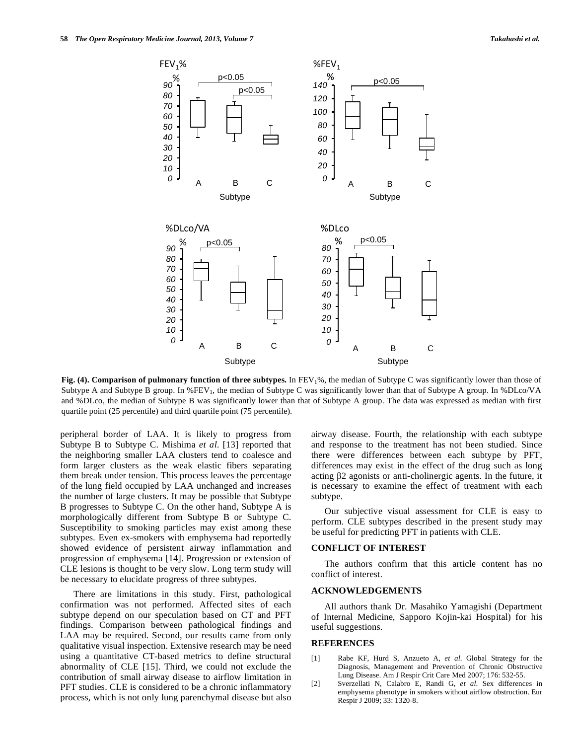**Fig. (4). Comparison of pulmonary function of three subtypes.** In $FEV_1$%, the median of Subtype C was significantly lower than those of Subtype A and Subtype B group. In %$FEV_1$, the median of Subtype C was significantly lower than that of Subtype A group. In %DLco/VA and %DLco, the median of Subtype B was significantly lower than that of Subtype A group. The data was expressed as median with first quartile point (25 percentile) and third quartile point (75 percentile).

peripheral border of LAA. It is likely to progress from Subtype B to Subtype C. Mishima *et al.* [13] reported that the neighboring smaller LAA clusters tend to coalesce and form larger clusters as the weak elastic fibers separating them break under tension. This process leaves the percentage of the lung field occupied by LAA unchanged and increases the number of large clusters. It may be possible that Subtype B progresses to Subtype C. On the other hand, Subtype A is morphologically different from Subtype B or Subtype C. Susceptibility to smoking particles may exist among these subtypes. Even ex-smokers with emphysema had reportedly showed evidence of persistent airway inflammation and progression of emphysema [14]. Progression or extension of CLE lesions is thought to be very slow. Long term study will be necessary to elucidate progress of three subtypes.

There are limitations in this study. First, pathological confirmation was not performed. Affected sites of each subtype depend on our speculation based on CT and PFT findings. Comparison between pathological findings and LAA may be required. Second, our results came from only qualitative visual inspection. Extensive research may be need using a quantitative CT-based metrics to define structural abnormality of CLE [15]. Third, we could not exclude the contribution of small airway disease to airflow limitation in PFT studies. CLE is considered to be a chronic inflammatory process, which is not only lung parenchymal disease but also airway disease. Fourth, the relationship with each subtype and response to the treatment has not been studied. Since there were differences between each subtype by PFT, differences may exist in the effect of the drug such as long acting β2 agonists or anti-cholinergic agents. In the future, it is necessary to examine the effect of treatment with each subtype.

Our subjective visual assessment for CLE is easy to perform. CLE subtypes described in the present study may be useful for predicting PFT in patients with CLE.

## CONFLICT OF INTEREST

The authors confirm that this article content has no conflict of interest.

## ACKNOWLEDGEMENTS

All authors thank Dr. Masahiko Yamagishi (Department of Internal Medicine, Sapporo Kojin-kai Hospital) for his useful suggestions.

## REFERENCES

[1] Rabe KF, Hurd S, Anzueto A, *et al.* Global Strategy for the Diagnosis, Management and Prevention of Chronic Obstructive Lung Disease. Am J Respir Crit Care Med 2007; 176: 532-55.

[2] Sverzellati N, Calabro E, Randi G, *et al.* Sex differences in emphysema phenotype in smokers without airflow obstruction. Eur Respir J 2009; 33: 1320-8.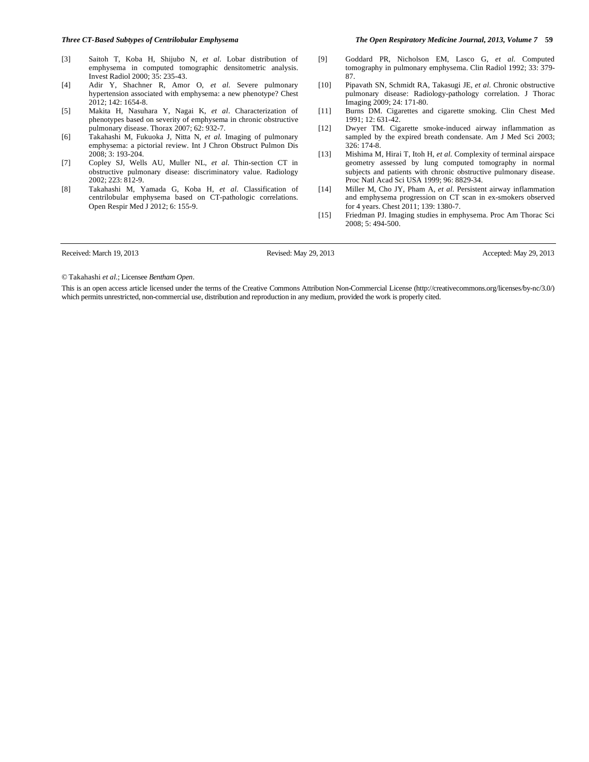[3] Saitoh T, Koba H, Shijubo N, *et al*. Lobar distribution of emphysema in computed tomographic densitometric analysis. Invest Radiol 2000; 35: 235-43.

[4] Adir Y, Shachner R, Amor O, *et al*. Severe pulmonary hypertension associated with emphysema: a new phenotype? Chest 2012; 142: 1654-8.

[5] Makita H, Nasuhara Y, Nagai K, *et al*. Characterization of phenotypes based on severity of emphysema in chronic obstructive pulmonary disease. Thorax 2007; 62: 932-7.

[6] Takahashi M, Fukuoka J, Nitta N, *et al*. Imaging of pulmonary emphysema: a pictorial review. Int J Chron Obstruct Pulmon Dis 2008; 3: 193-204.

[7] Copley SJ, Wells AU, Muller NL, *et al*. Thin-section CT in obstructive pulmonary disease: discriminatory value. Radiology 2002; 223: 812-9.

[8] Takahashi M, Yamada G, Koba H, *et al*. Classification of centrilobular emphysema based on CT-pathologic correlations. Open Respir Med J 2012; 6: 155-9.

[9] Goddard PR, Nicholson EM, Lasco G, *et al*. Computed tomography in pulmonary emphysema. Clin Radiol 1992; 33: 379-87.

[10] Pipavath SN, Schmidt RA, Takasugi JE, *et al*. Chronic obstructive pulmonary disease: Radiology-pathology correlation. J Thorac Imaging 2009; 24: 171-80.

[11] Burns DM. Cigarettes and cigarette smoking. Clin Chest Med 1991; 12: 631-42.

[12] Dwyer TM. Cigarette smoke-induced airway inflammation as sampled by the expired breath condensate. Am J Med Sci 2003; 326: 174-8.

[13] Mishima M, Hirai T, Itoh H, *et al*. Complexity of terminal airspace geometry assessed by lung computed tomography in normal subjects and patients with chronic obstructive pulmonary disease. Proc Natl Acad Sci USA 1999; 96: 8829-34.

[14] Miller M, Cho JY, Pham A, *et al*. Persistent airway inflammation and emphysema progression on CT scan in ex-smokers observed for 4 years. Chest 2011; 139: 1380-7.

[15] Friedman PJ. Imaging studies in emphysema. Proc Am Thorac Sci 2008; 5: 494-500.

Received: March 19, 2013 Revised: May 29, 2013 Accepted: May 29, 2013

© Takahashi *et al*.; Licensee *Bentham Open*.

This is an open access article licensed under the terms of the Creative Commons Attribution Non-Commercial License (http://creativecommons.org/licenses/by-nc/3.0/) which permits unrestricted, non-commercial use, distribution and reproduction in any medium, provided the work is properly cited.